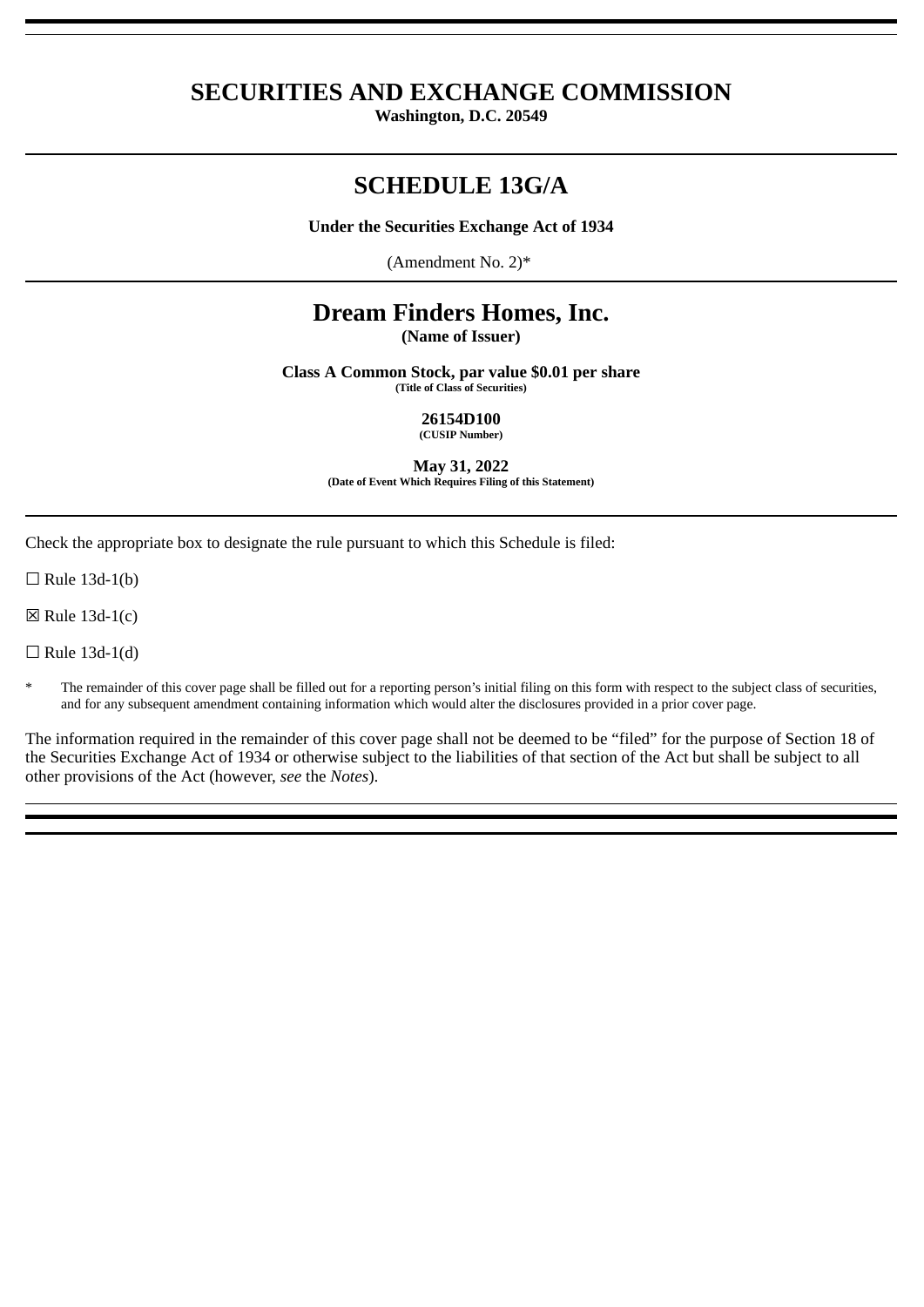# SECURITIES AND EXCHANGE COMMISSION

**Washington, D.C. 20549**

---

# SCHEDULE 13G/A

**Under the Securities Exchange Act of 1934**

(Amendment No. 2)*

---

## Dream Finders Homes, Inc.

**(Name of Issuer)**

**Class A Common Stock, par value $0.01 per share**

**(Title of Class of Securities)**

**26154D100**

**(CUSIP Number)**

**May 31, 2022**

**(Date of Event Which Requires Filing of this Statement)**

---

Check the appropriate box to designate the rule pursuant to which this Schedule is filed:

☐ Rule 13d-1(b)

☒ Rule 13d-1(c)

☐ Rule 13d-1(d)

* The remainder of this cover page shall be filled out for a reporting person's initial filing on this form with respect to the subject class of securities, and for any subsequent amendment containing information which would alter the disclosures provided in a prior cover page.

The information required in the remainder of this cover page shall not be deemed to be "filed" for the purpose of Section 18 of the Securities Exchange Act of 1934 or otherwise subject to the liabilities of that section of the Act but shall be subject to all other provisions of the Act (however, *see* the *Notes*).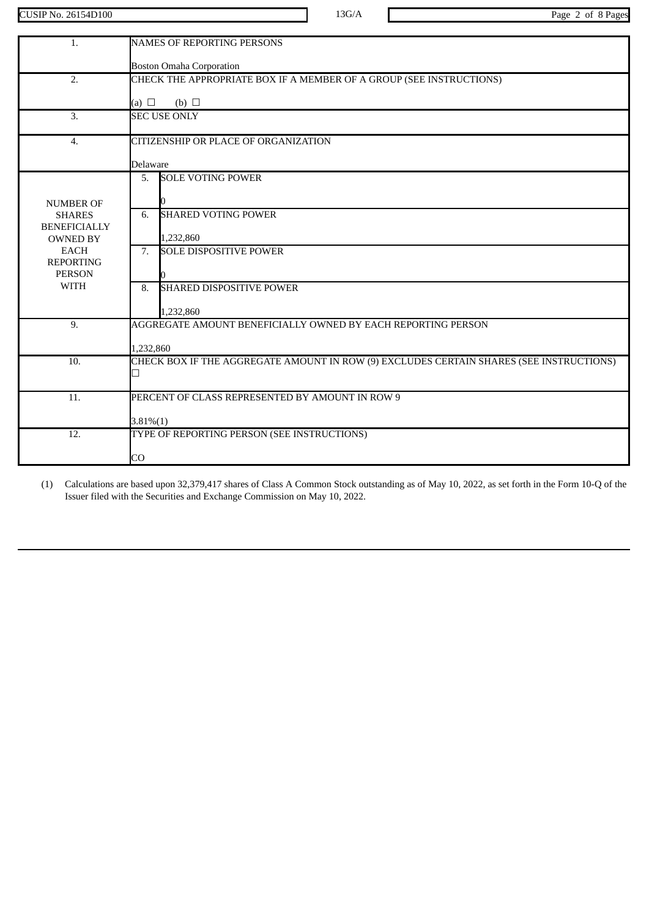| 1. | NAMES OF REPORTING PERSONS<br><br>Boston Omaha Corporation | |
|---|---|---|
| 2. | CHECK THE APPROPRIATE BOX IF A MEMBER OF A GROUP (SEE INSTRUCTIONS)<br><br>(a) ☐ (b) ☐ | |
| 3. | SEC USE ONLY | |
| 4. | CITIZENSHIP OR PLACE OF ORGANIZATION<br><br>Delaware | |
| NUMBER OF SHARES BENEFICIALLY OWNED BY EACH REPORTING PERSON WITH | 5. | SOLE VOTING POWER<br><br>0 |
| | 6. | SHARED VOTING POWER<br><br>1,232,860 |
| | 7. | SOLE DISPOSITIVE POWER<br><br>0 |
| | 8. | SHARED DISPOSITIVE POWER<br><br>1,232,860 |
| 9. | AGGREGATE AMOUNT BENEFICIALLY OWNED BY EACH REPORTING PERSON<br><br>1,232,860 | |
| 10. | CHECK BOX IF THE AGGREGATE AMOUNT IN ROW (9) EXCLUDES CERTAIN SHARES (SEE INSTRUCTIONS)<br>☐ | |
| 11. | PERCENT OF CLASS REPRESENTED BY AMOUNT IN ROW 9<br><br>3.81%(1) | |
| 12. | TYPE OF REPORTING PERSON (SEE INSTRUCTIONS)<br><br>CO | |

(1) Calculations are based upon 32,379,417 shares of Class A Common Stock outstanding as of May 10, 2022, as set forth in the Form 10-Q of the Issuer filed with the Securities and Exchange Commission on May 10, 2022.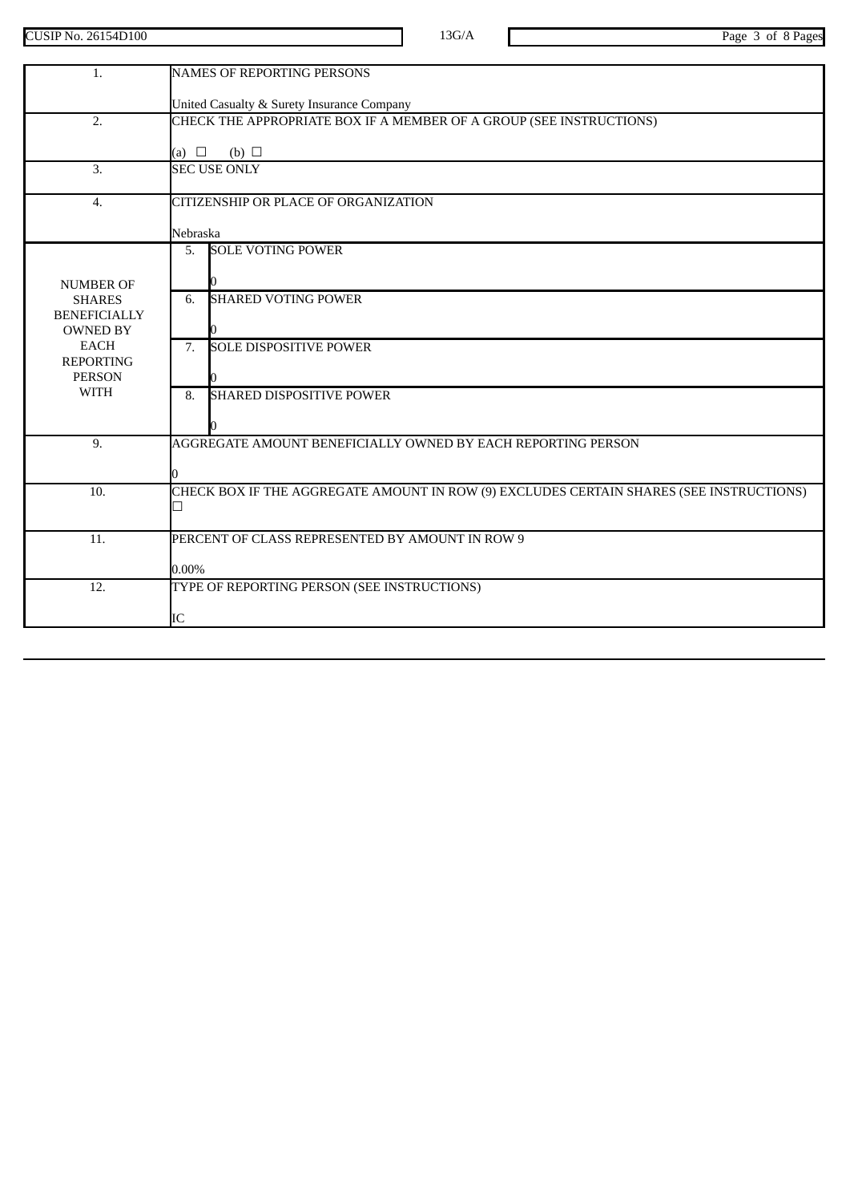| | | |
|---|---|---|
| 1. | NAMES OF REPORTING PERSONS<br><br>United Casualty & Surety Insurance Company | |
| 2. | CHECK THE APPROPRIATE BOX IF A MEMBER OF A GROUP (SEE INSTRUCTIONS)<br><br>(a) ☐ (b) ☐ | |
| 3. | SEC USE ONLY | |
| 4. | CITIZENSHIP OR PLACE OF ORGANIZATION<br><br>Nebraska | |
| NUMBER OF SHARES BENEFICIALLY OWNED BY EACH REPORTING PERSON WITH | 5. | SOLE VOTING POWER<br><br>0 |
| | 6. | SHARED VOTING POWER<br><br>0 |
| | 7. | SOLE DISPOSITIVE POWER<br><br>0 |
| | 8. | SHARED DISPOSITIVE POWER<br><br>0 |
| 9. | AGGREGATE AMOUNT BENEFICIALLY OWNED BY EACH REPORTING PERSON<br><br>0 | |
| 10. | CHECK BOX IF THE AGGREGATE AMOUNT IN ROW (9) EXCLUDES CERTAIN SHARES (SEE INSTRUCTIONS)<br>☐ | |
| 11. | PERCENT OF CLASS REPRESENTED BY AMOUNT IN ROW 9<br><br>0.00% | |
| 12. | TYPE OF REPORTING PERSON (SEE INSTRUCTIONS)<br><br>IC | |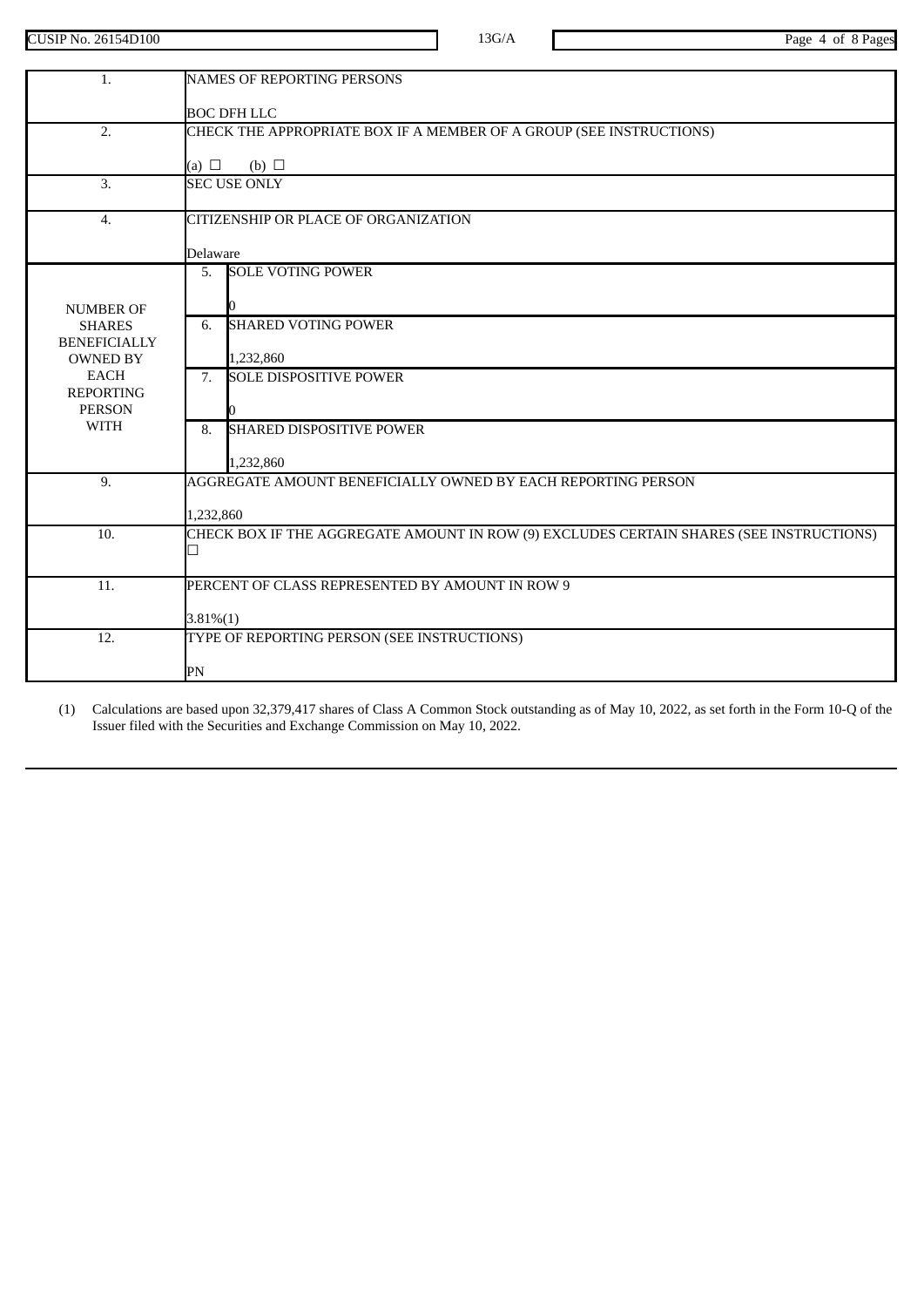| | | | |
|---|---|---|---|
| 1. | NAMES OF REPORTING PERSONS<br><br>BOC DFH LLC | | |
| 2. | CHECK THE APPROPRIATE BOX IF A MEMBER OF A GROUP (SEE INSTRUCTIONS)<br><br>(a) ☐ (b) ☐ | | |
| 3. | SEC USE ONLY | | |
| 4. | CITIZENSHIP OR PLACE OF ORGANIZATION<br><br>Delaware | | |
| NUMBER OF SHARES BENEFICIALLY OWNED BY EACH REPORTING PERSON WITH | 5. | SOLE VOTING POWER<br><br>0 | |
| | 6. | SHARED VOTING POWER<br><br>1,232,860 | |
| | 7. | SOLE DISPOSITIVE POWER<br><br>0 | |
| | 8. | SHARED DISPOSITIVE POWER<br><br>1,232,860 | |
| 9. | AGGREGATE AMOUNT BENEFICIALLY OWNED BY EACH REPORTING PERSON<br><br>1,232,860 | | |
| 10. | CHECK BOX IF THE AGGREGATE AMOUNT IN ROW (9) EXCLUDES CERTAIN SHARES (SEE INSTRUCTIONS)<br>☐ | | |
| 11. | PERCENT OF CLASS REPRESENTED BY AMOUNT IN ROW 9<br><br>3.81%(1) | | |
| 12. | TYPE OF REPORTING PERSON (SEE INSTRUCTIONS)<br><br>PN | | |

(1) Calculations are based upon 32,379,417 shares of Class A Common Stock outstanding as of May 10, 2022, as set forth in the Form 10-Q of the Issuer filed with the Securities and Exchange Commission on May 10, 2022.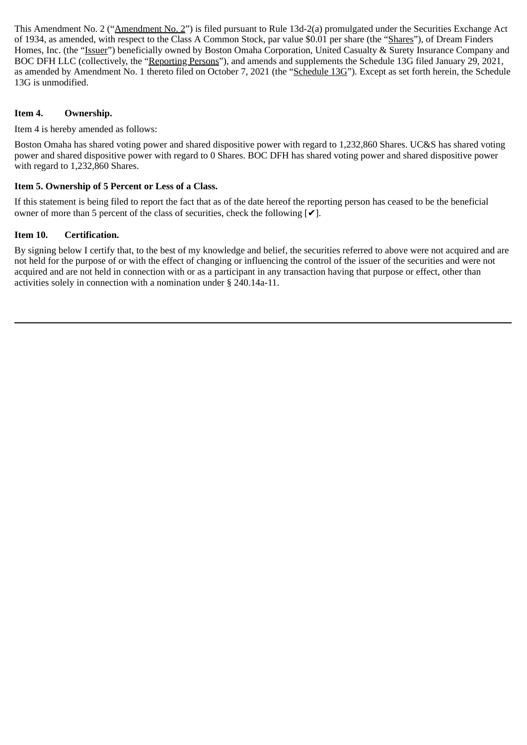This Amendment No. 2 ("Amendment No. 2") is filed pursuant to Rule 13d-2(a) promulgated under the Securities Exchange Act of 1934, as amended, with respect to the Class A Common Stock, par value $0.01 per share (the "Shares"), of Dream Finders Homes, Inc. (the "Issuer") beneficially owned by Boston Omaha Corporation, United Casualty & Surety Insurance Company and BOC DFH LLC (collectively, the "Reporting Persons"), and amends and supplements the Schedule 13G filed January 29, 2021, as amended by Amendment No. 1 thereto filed on October 7, 2021 (the "Schedule 13G"). Except as set forth herein, the Schedule 13G is unmodified.

**Item 4. Ownership.**

Item 4 is hereby amended as follows:

Boston Omaha has shared voting power and shared dispositive power with regard to 1,232,860 Shares. UC&S has shared voting power and shared dispositive power with regard to 0 Shares. BOC DFH has shared voting power and shared dispositive power with regard to 1,232,860 Shares.

**Item 5. Ownership of 5 Percent or Less of a Class.**

If this statement is being filed to report the fact that as of the date hereof the reporting person has ceased to be the beneficial owner of more than 5 percent of the class of securities, check the following [✔].

**Item 10. Certification.**

By signing below I certify that, to the best of my knowledge and belief, the securities referred to above were not acquired and are not held for the purpose of or with the effect of changing or influencing the control of the issuer of the securities and were not acquired and are not held in connection with or as a participant in any transaction having that purpose or effect, other than activities solely in connection with a nomination under § 240.14a-11.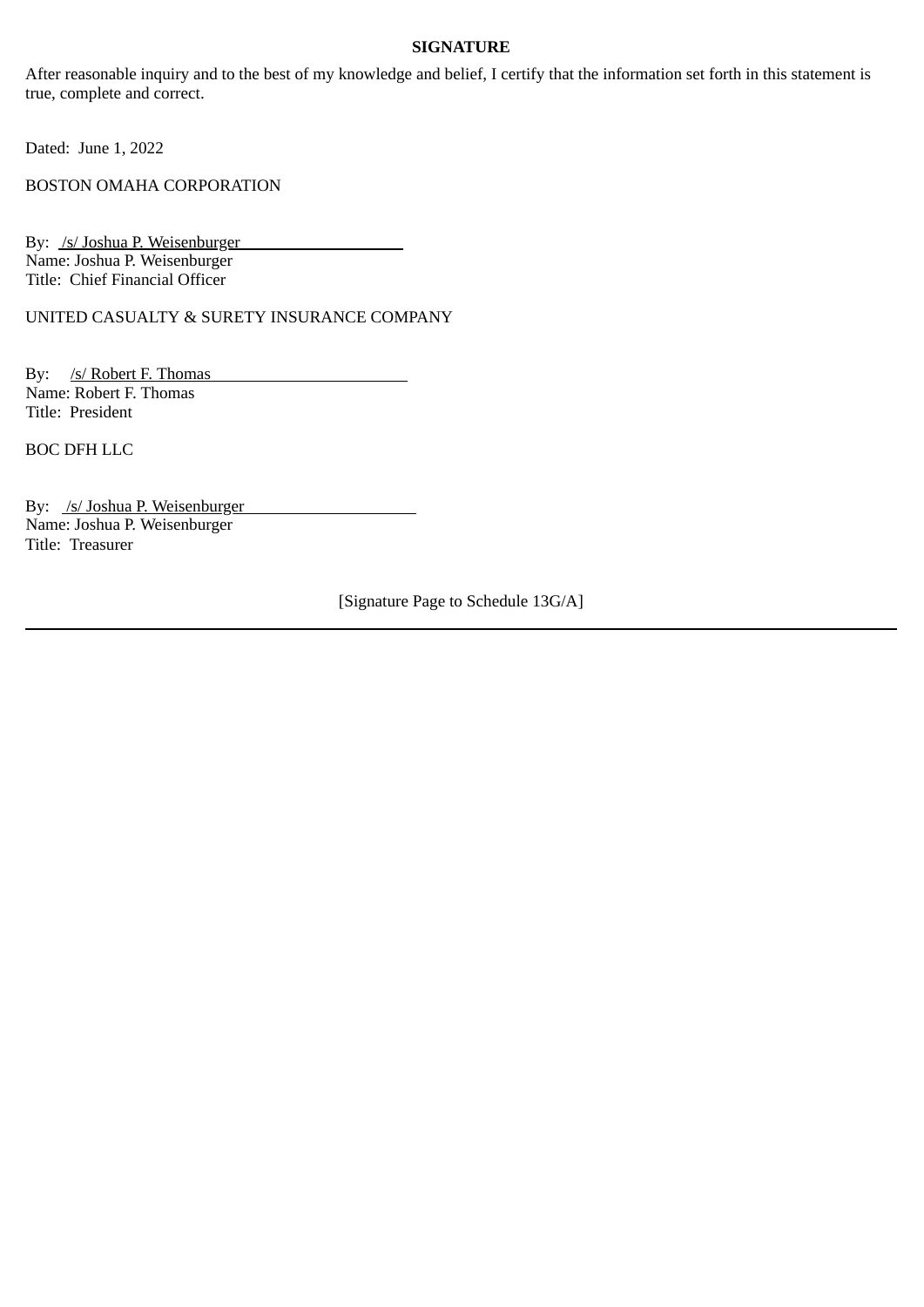**SIGNATURE**

After reasonable inquiry and to the best of my knowledge and belief, I certify that the information set forth in this statement is true, complete and correct.

Dated: June 1, 2022

BOSTON OMAHA CORPORATION

By: /s/ Joshua P. Weisenburger
Name: Joshua P. Weisenburger
Title: Chief Financial Officer

UNITED CASUALTY & SURETY INSURANCE COMPANY

By: /s/ Robert F. Thomas
Name: Robert F. Thomas
Title: President

BOC DFH LLC

By: /s/ Joshua P. Weisenburger
Name: Joshua P. Weisenburger
Title: Treasurer

[Signature Page to Schedule 13G/A]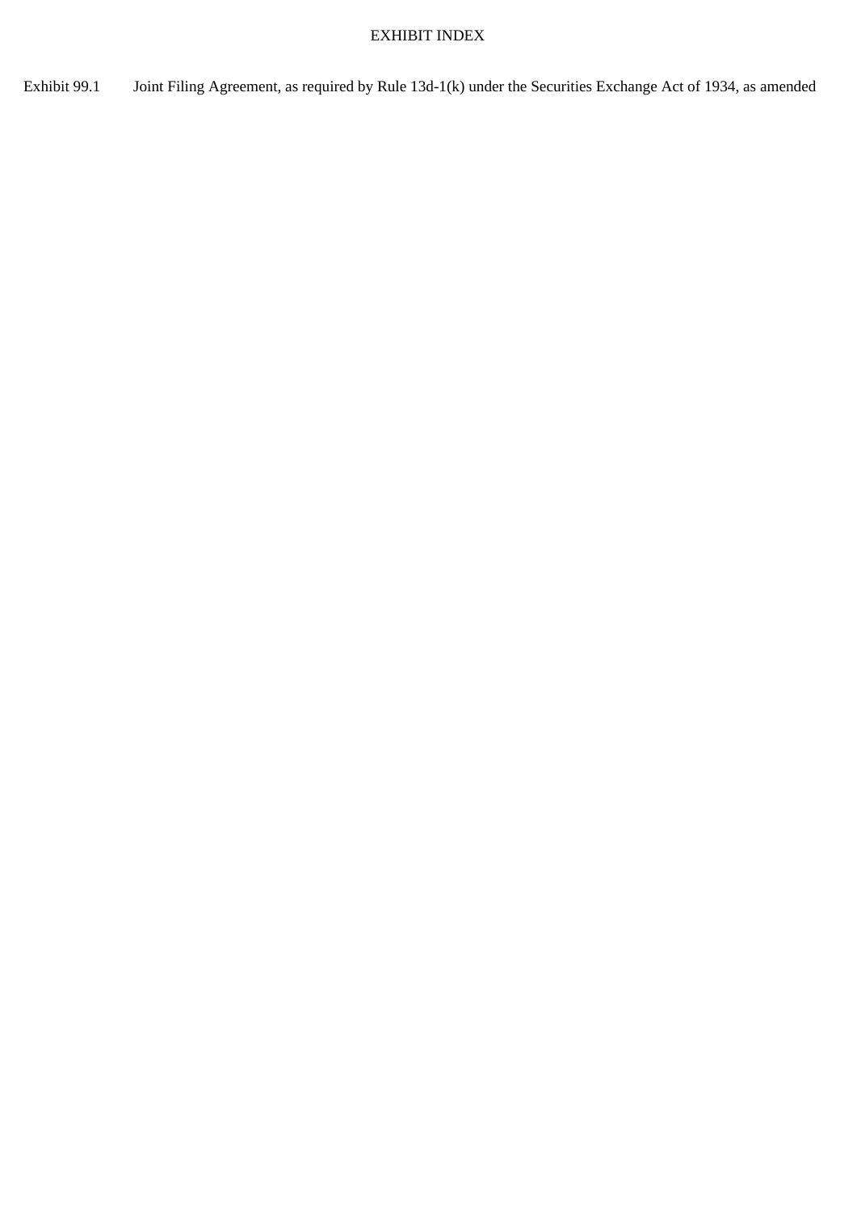# EXHIBIT INDEX

| | |
|---|---|
| Exhibit 99.1 | Joint Filing Agreement, as required by Rule 13d-1(k) under the Securities Exchange Act of 1934, as amended |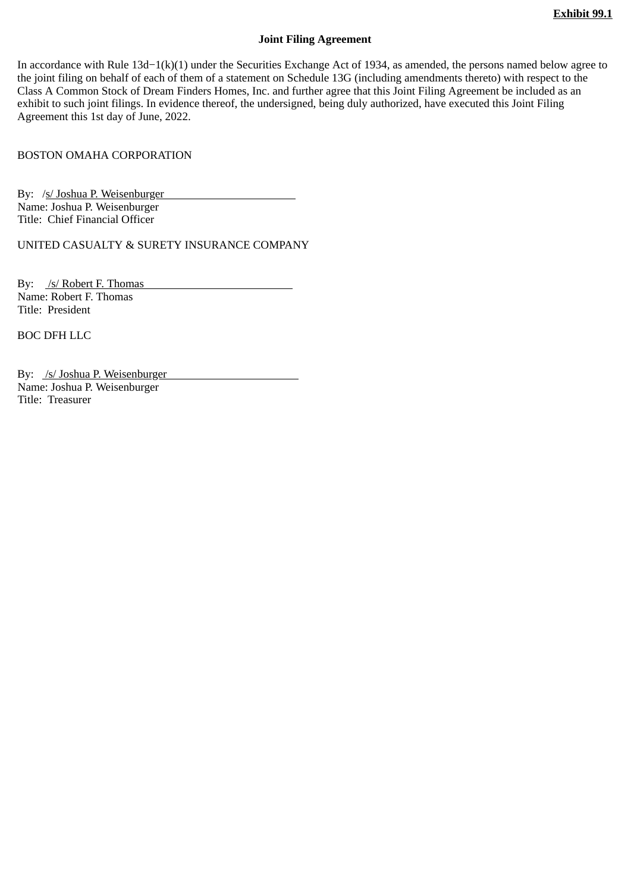**Exhibit 99.1**

**Joint Filing Agreement**

In accordance with Rule 13d−1(k)(1) under the Securities Exchange Act of 1934, as amended, the persons named below agree to the joint filing on behalf of each of them of a statement on Schedule 13G (including amendments thereto) with respect to the Class A Common Stock of Dream Finders Homes, Inc. and further agree that this Joint Filing Agreement be included as an exhibit to such joint filings. In evidence thereof, the undersigned, being duly authorized, have executed this Joint Filing Agreement this 1st day of June, 2022.

BOSTON OMAHA CORPORATION

By: /s/ Joshua P. Weisenburger
Name: Joshua P. Weisenburger
Title: Chief Financial Officer

UNITED CASUALTY & SURETY INSURANCE COMPANY

By: /s/ Robert F. Thomas
Name: Robert F. Thomas
Title: President

BOC DFH LLC

By: /s/ Joshua P. Weisenburger
Name: Joshua P. Weisenburger
Title: Treasurer